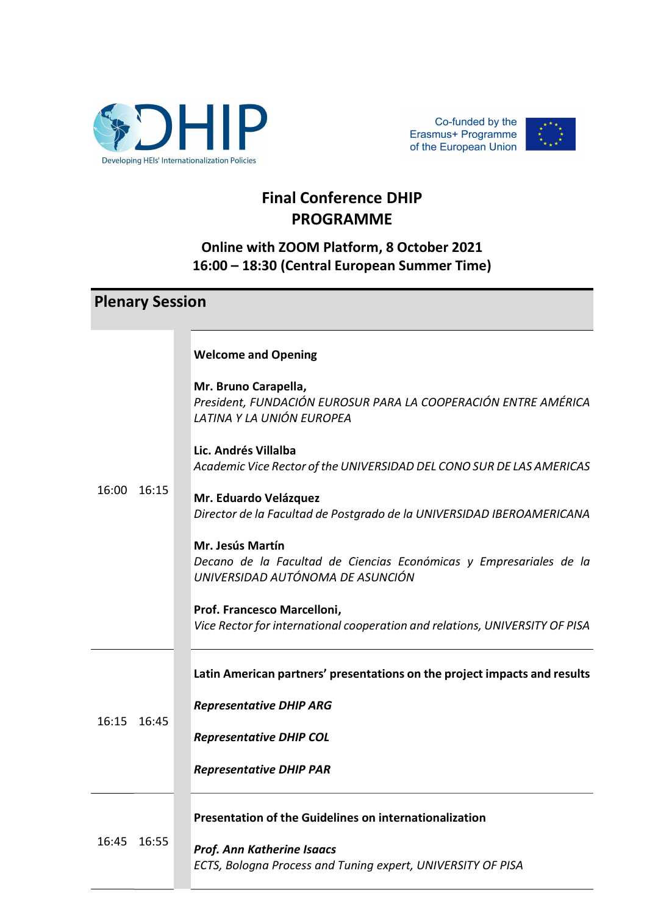DHIP
Developing HEIs' Internationalization Policies

Co-funded by the Erasmus+ Programme of the European Union

# Final Conference DHIP
# PROGRAMME

### Online with ZOOM Platform, 8 October 2021
### 16:00 – 18:30 (Central European Summer Time)

## Plenary Session

| Start | End | Session |
|---|---|---|
| 16:00 | 16:15 | **Welcome and Opening**<br><br>**Mr. Bruno Carapella,**<br>*President, FUNDACIÓN EUROSUR PARA LA COOPERACIÓN ENTRE AMÉRICA LATINA Y LA UNIÓN EUROPEA*<br><br>**Lic. Andrés Villalba**<br>*Academic Vice Rector of the UNIVERSIDAD DEL CONO SUR DE LAS AMERICAS*<br><br>**Mr. Eduardo Velázquez**<br>*Director de la Facultad de Postgrado de la UNIVERSIDAD IBEROAMERICANA*<br><br>**Mr. Jesús Martín**<br>*Decano de la Facultad de Ciencias Económicas y Empresariales de la UNIVERSIDAD AUTÓNOMA DE ASUNCIÓN*<br><br>**Prof. Francesco Marcelloni,**<br>*Vice Rector for international cooperation and relations, UNIVERSITY OF PISA* |
| 16:15 | 16:45 | **Latin American partners' presentations on the project impacts and results**<br><br>***Representative DHIP ARG***<br><br>***Representative DHIP COL***<br><br>***Representative DHIP PAR*** |
| 16:45 | 16:55 | **Presentation of the Guidelines on internationalization**<br><br>***Prof. Ann Katherine Isaacs***<br>*ECTS, Bologna Process and Tuning expert, UNIVERSITY OF PISA* |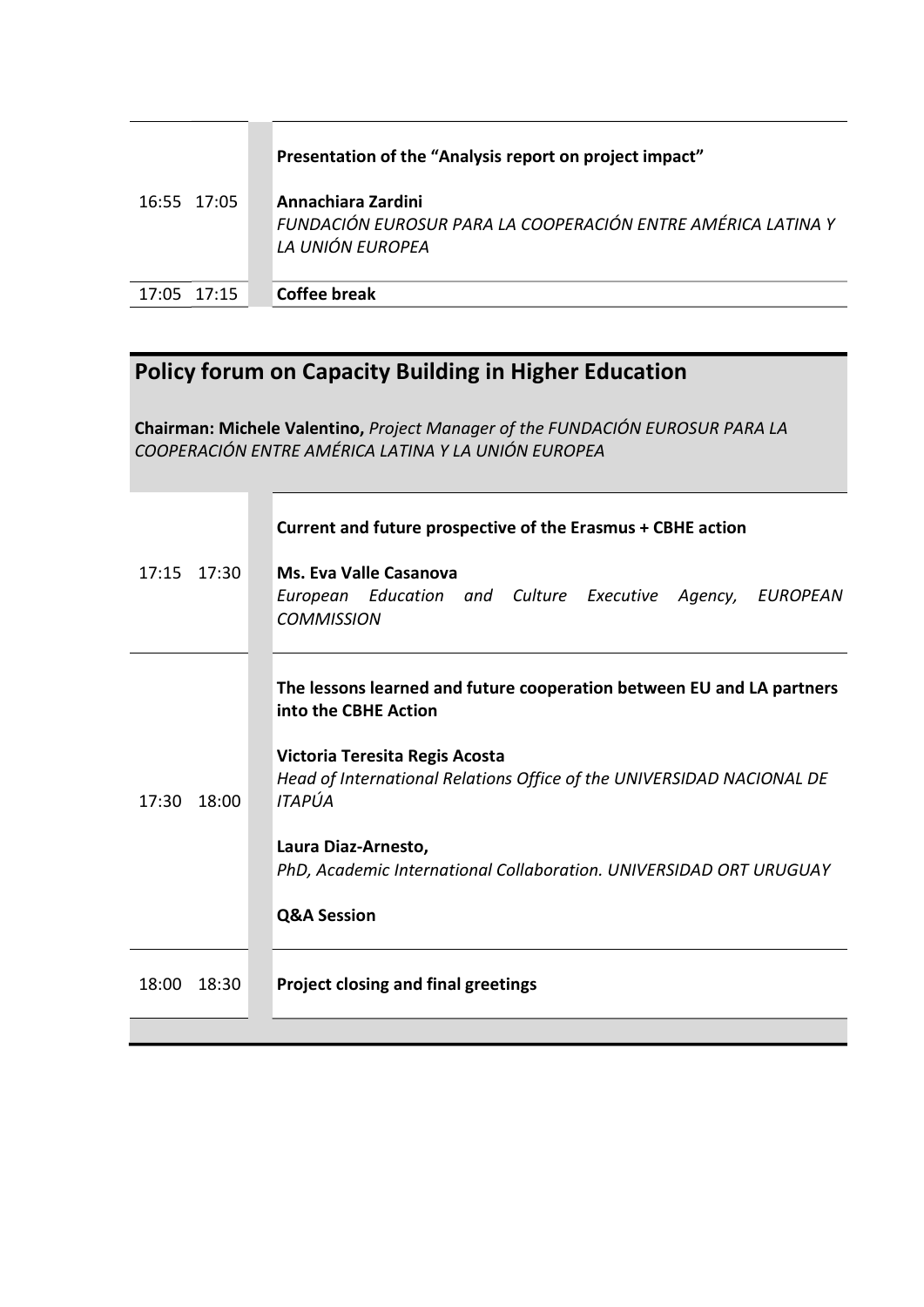| | |
|---|---|
| 16:55 17:05 | **Presentation of the "Analysis report on project impact"**<br><br>**Annachiara Zardini**<br>*FUNDACIÓN EUROSUR PARA LA COOPERACIÓN ENTRE AMÉRICA LATINA Y LA UNIÓN EUROPEA* |
| 17:05 17:15 | **Coffee break** |

## Policy forum on Capacity Building in Higher Education

**Chairman: Michele Valentino,** *Project Manager of the FUNDACIÓN EUROSUR PARA LA COOPERACIÓN ENTRE AMÉRICA LATINA Y LA UNIÓN EUROPEA*

| | |
|---|---|
| 17:15 17:30 | **Current and future prospective of the Erasmus + CBHE action**<br><br>**Ms. Eva Valle Casanova**<br>*European Education and Culture Executive Agency, EUROPEAN COMMISSION* |
| 17:30 18:00 | **The lessons learned and future cooperation between EU and LA partners into the CBHE Action**<br><br>**Victoria Teresita Regis Acosta**<br>*Head of International Relations Office of the UNIVERSIDAD NACIONAL DE ITAPÚA*<br><br>**Laura Diaz-Arnesto,**<br>*PhD, Academic International Collaboration. UNIVERSIDAD ORT URUGUAY*<br><br>**Q&A Session** |
| 18:00 18:30 | **Project closing and final greetings** |